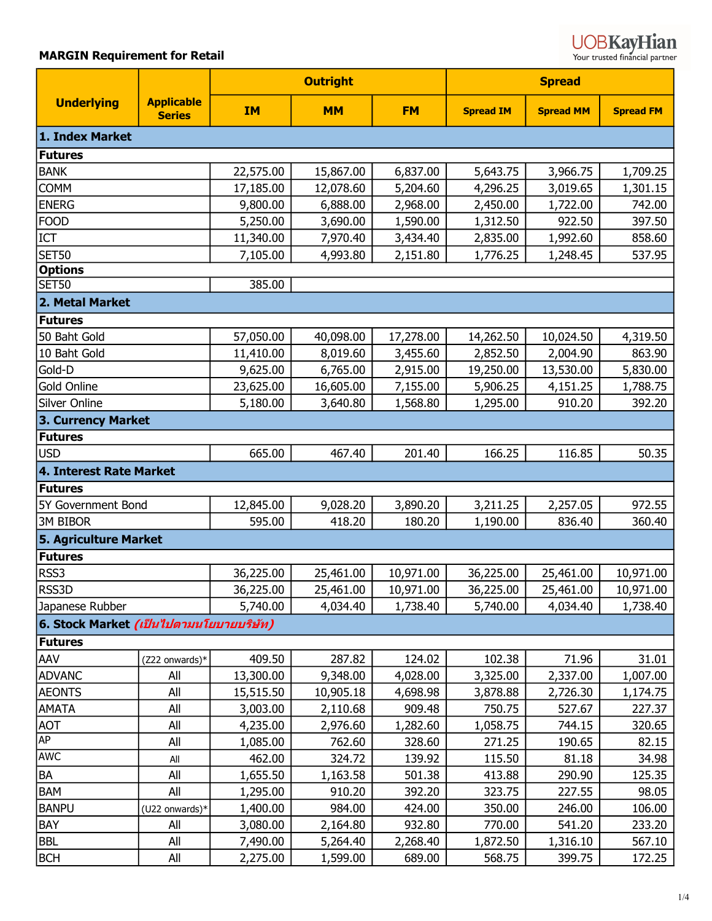**MARGIN Requirement for Retail**

UOBKayHian
Your trusted financial partner

| Underlying | Applicable Series | Outright | | | Spread | | |
|---|---|---|---|---|---|---|---|
| | | IM | MM | FM | Spread IM | Spread MM | Spread FM |
| **1. Index Market** | | | | | | | |
| **Futures** | | | | | | | |
| BANK | | 22,575.00 | 15,867.00 | 6,837.00 | 5,643.75 | 3,966.75 | 1,709.25 |
| COMM | | 17,185.00 | 12,078.60 | 5,204.60 | 4,296.25 | 3,019.65 | 1,301.15 |
| ENERG | | 9,800.00 | 6,888.00 | 2,968.00 | 2,450.00 | 1,722.00 | 742.00 |
| FOOD | | 5,250.00 | 3,690.00 | 1,590.00 | 1,312.50 | 922.50 | 397.50 |
| ICT | | 11,340.00 | 7,970.40 | 3,434.40 | 2,835.00 | 1,992.60 | 858.60 |
| SET50 | | 7,105.00 | 4,993.80 | 2,151.80 | 1,776.25 | 1,248.45 | 537.95 |
| **Options** | | | | | | | |
| SET50 | | 385.00 | | | | | |
| **2. Metal Market** | | | | | | | |
| **Futures** | | | | | | | |
| 50 Baht Gold | | 57,050.00 | 40,098.00 | 17,278.00 | 14,262.50 | 10,024.50 | 4,319.50 |
| 10 Baht Gold | | 11,410.00 | 8,019.60 | 3,455.60 | 2,852.50 | 2,004.90 | 863.90 |
| Gold-D | | 9,625.00 | 6,765.00 | 2,915.00 | 19,250.00 | 13,530.00 | 5,830.00 |
| Gold Online | | 23,625.00 | 16,605.00 | 7,155.00 | 5,906.25 | 4,151.25 | 1,788.75 |
| Silver Online | | 5,180.00 | 3,640.80 | 1,568.80 | 1,295.00 | 910.20 | 392.20 |
| **3. Currency Market** | | | | | | | |
| **Futures** | | | | | | | |
| USD | | 665.00 | 467.40 | 201.40 | 166.25 | 116.85 | 50.35 |
| **4. Interest Rate Market** | | | | | | | |
| **Futures** | | | | | | | |
| 5Y Government Bond | | 12,845.00 | 9,028.20 | 3,890.20 | 3,211.25 | 2,257.05 | 972.55 |
| 3M BIBOR | | 595.00 | 418.20 | 180.20 | 1,190.00 | 836.40 | 360.40 |
| **5. Agriculture Market** | | | | | | | |
| **Futures** | | | | | | | |
| RSS3 | | 36,225.00 | 25,461.00 | 10,971.00 | 36,225.00 | 25,461.00 | 10,971.00 |
| RSS3D | | 36,225.00 | 25,461.00 | 10,971.00 | 36,225.00 | 25,461.00 | 10,971.00 |
| Japanese Rubber | | 5,740.00 | 4,034.40 | 1,738.40 | 5,740.00 | 4,034.40 | 1,738.40 |
| **6. Stock Market** *(เป็นไปตามนโยบายบริษัท)* | | | | | | | |
| **Futures** | | | | | | | |
| AAV | (Z22 onwards)* | 409.50 | 287.82 | 124.02 | 102.38 | 71.96 | 31.01 |
| ADVANC | All | 13,300.00 | 9,348.00 | 4,028.00 | 3,325.00 | 2,337.00 | 1,007.00 |
| AEONTS | All | 15,515.50 | 10,905.18 | 4,698.98 | 3,878.88 | 2,726.30 | 1,174.75 |
| AMATA | All | 3,003.00 | 2,110.68 | 909.48 | 750.75 | 527.67 | 227.37 |
| AOT | All | 4,235.00 | 2,976.60 | 1,282.60 | 1,058.75 | 744.15 | 320.65 |
| AP | All | 1,085.00 | 762.60 | 328.60 | 271.25 | 190.65 | 82.15 |
| AWC | All | 462.00 | 324.72 | 139.92 | 115.50 | 81.18 | 34.98 |
| BA | All | 1,655.50 | 1,163.58 | 501.38 | 413.88 | 290.90 | 125.35 |
| BAM | All | 1,295.00 | 910.20 | 392.20 | 323.75 | 227.55 | 98.05 |
| BANPU | (U22 onwards)* | 1,400.00 | 984.00 | 424.00 | 350.00 | 246.00 | 106.00 |
| BAY | All | 3,080.00 | 2,164.80 | 932.80 | 770.00 | 541.20 | 233.20 |
| BBL | All | 7,490.00 | 5,264.40 | 2,268.40 | 1,872.50 | 1,316.10 | 567.10 |
| BCH | All | 2,275.00 | 1,599.00 | 689.00 | 568.75 | 399.75 | 172.25 |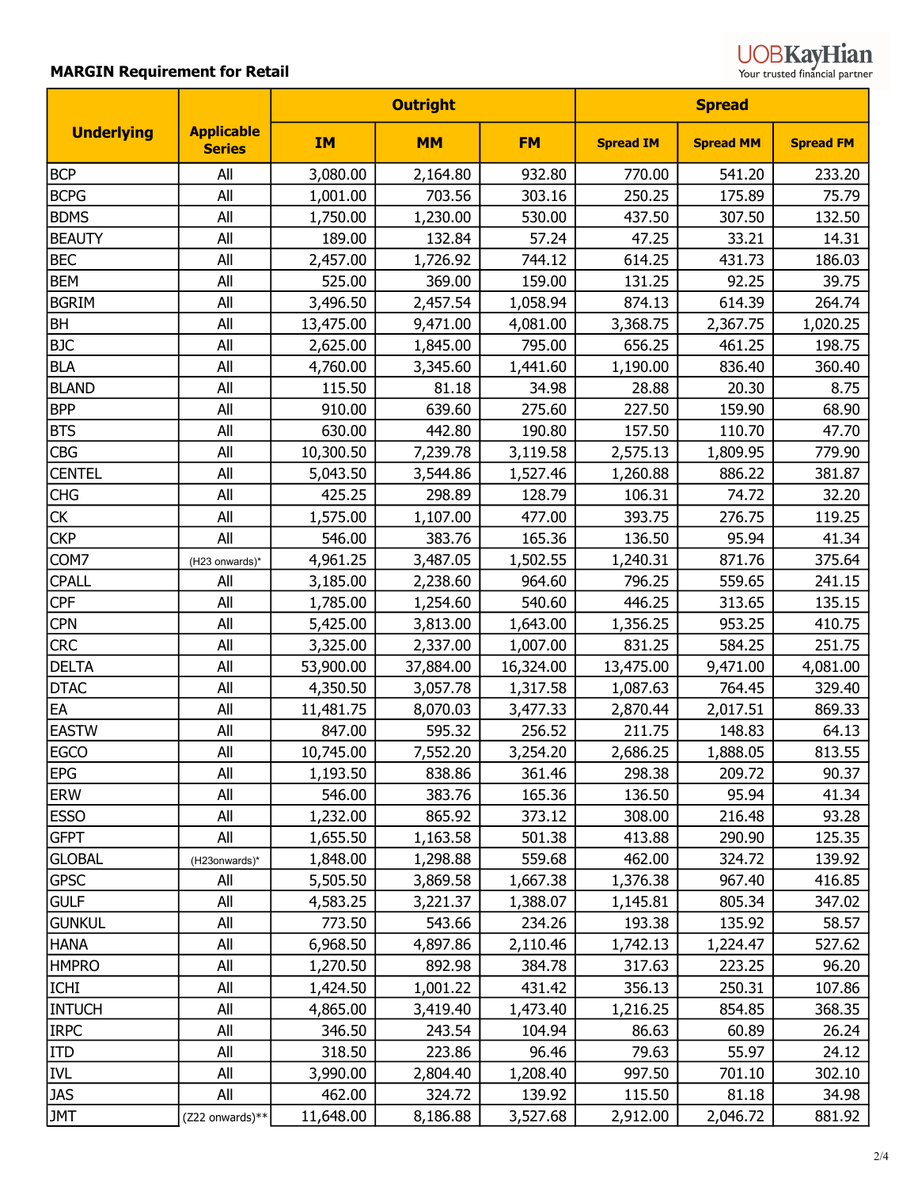**MARGIN Requirement for Retail**

UOBKayHian
Your trusted financial partner

| Underlying | Applicable Series | Outright | | | Spread | | |
|---|---|---|---|---|---|---|---|
| | | IM | MM | FM | Spread IM | Spread MM | Spread FM |
| BCP | All | 3,080.00 | 2,164.80 | 932.80 | 770.00 | 541.20 | 233.20 |
| BCPG | All | 1,001.00 | 703.56 | 303.16 | 250.25 | 175.89 | 75.79 |
| BDMS | All | 1,750.00 | 1,230.00 | 530.00 | 437.50 | 307.50 | 132.50 |
| BEAUTY | All | 189.00 | 132.84 | 57.24 | 47.25 | 33.21 | 14.31 |
| BEC | All | 2,457.00 | 1,726.92 | 744.12 | 614.25 | 431.73 | 186.03 |
| BEM | All | 525.00 | 369.00 | 159.00 | 131.25 | 92.25 | 39.75 |
| BGRIM | All | 3,496.50 | 2,457.54 | 1,058.94 | 874.13 | 614.39 | 264.74 |
| BH | All | 13,475.00 | 9,471.00 | 4,081.00 | 3,368.75 | 2,367.75 | 1,020.25 |
| BJC | All | 2,625.00 | 1,845.00 | 795.00 | 656.25 | 461.25 | 198.75 |
| BLA | All | 4,760.00 | 3,345.60 | 1,441.60 | 1,190.00 | 836.40 | 360.40 |
| BLAND | All | 115.50 | 81.18 | 34.98 | 28.88 | 20.30 | 8.75 |
| BPP | All | 910.00 | 639.60 | 275.60 | 227.50 | 159.90 | 68.90 |
| BTS | All | 630.00 | 442.80 | 190.80 | 157.50 | 110.70 | 47.70 |
| CBG | All | 10,300.50 | 7,239.78 | 3,119.58 | 2,575.13 | 1,809.95 | 779.90 |
| CENTEL | All | 5,043.50 | 3,544.86 | 1,527.46 | 1,260.88 | 886.22 | 381.87 |
| CHG | All | 425.25 | 298.89 | 128.79 | 106.31 | 74.72 | 32.20 |
| CK | All | 1,575.00 | 1,107.00 | 477.00 | 393.75 | 276.75 | 119.25 |
| CKP | All | 546.00 | 383.76 | 165.36 | 136.50 | 95.94 | 41.34 |
| COM7 | (H23 onwards)* | 4,961.25 | 3,487.05 | 1,502.55 | 1,240.31 | 871.76 | 375.64 |
| CPALL | All | 3,185.00 | 2,238.60 | 964.60 | 796.25 | 559.65 | 241.15 |
| CPF | All | 1,785.00 | 1,254.60 | 540.60 | 446.25 | 313.65 | 135.15 |
| CPN | All | 5,425.00 | 3,813.00 | 1,643.00 | 1,356.25 | 953.25 | 410.75 |
| CRC | All | 3,325.00 | 2,337.00 | 1,007.00 | 831.25 | 584.25 | 251.75 |
| DELTA | All | 53,900.00 | 37,884.00 | 16,324.00 | 13,475.00 | 9,471.00 | 4,081.00 |
| DTAC | All | 4,350.50 | 3,057.78 | 1,317.58 | 1,087.63 | 764.45 | 329.40 |
| EA | All | 11,481.75 | 8,070.03 | 3,477.33 | 2,870.44 | 2,017.51 | 869.33 |
| EASTW | All | 847.00 | 595.32 | 256.52 | 211.75 | 148.83 | 64.13 |
| EGCO | All | 10,745.00 | 7,552.20 | 3,254.20 | 2,686.25 | 1,888.05 | 813.55 |
| EPG | All | 1,193.50 | 838.86 | 361.46 | 298.38 | 209.72 | 90.37 |
| ERW | All | 546.00 | 383.76 | 165.36 | 136.50 | 95.94 | 41.34 |
| ESSO | All | 1,232.00 | 865.92 | 373.12 | 308.00 | 216.48 | 93.28 |
| GFPT | All | 1,655.50 | 1,163.58 | 501.38 | 413.88 | 290.90 | 125.35 |
| GLOBAL | (H23onwards)* | 1,848.00 | 1,298.88 | 559.68 | 462.00 | 324.72 | 139.92 |
| GPSC | All | 5,505.50 | 3,869.58 | 1,667.38 | 1,376.38 | 967.40 | 416.85 |
| GULF | All | 4,583.25 | 3,221.37 | 1,388.07 | 1,145.81 | 805.34 | 347.02 |
| GUNKUL | All | 773.50 | 543.66 | 234.26 | 193.38 | 135.92 | 58.57 |
| HANA | All | 6,968.50 | 4,897.86 | 2,110.46 | 1,742.13 | 1,224.47 | 527.62 |
| HMPRO | All | 1,270.50 | 892.98 | 384.78 | 317.63 | 223.25 | 96.20 |
| ICHI | All | 1,424.50 | 1,001.22 | 431.42 | 356.13 | 250.31 | 107.86 |
| INTUCH | All | 4,865.00 | 3,419.40 | 1,473.40 | 1,216.25 | 854.85 | 368.35 |
| IRPC | All | 346.50 | 243.54 | 104.94 | 86.63 | 60.89 | 26.24 |
| ITD | All | 318.50 | 223.86 | 96.46 | 79.63 | 55.97 | 24.12 |
| IVL | All | 3,990.00 | 2,804.40 | 1,208.40 | 997.50 | 701.10 | 302.10 |
| JAS | All | 462.00 | 324.72 | 139.92 | 115.50 | 81.18 | 34.98 |
| JMT | (Z22 onwards)** | 11,648.00 | 8,186.88 | 3,527.68 | 2,912.00 | 2,046.72 | 881.92 |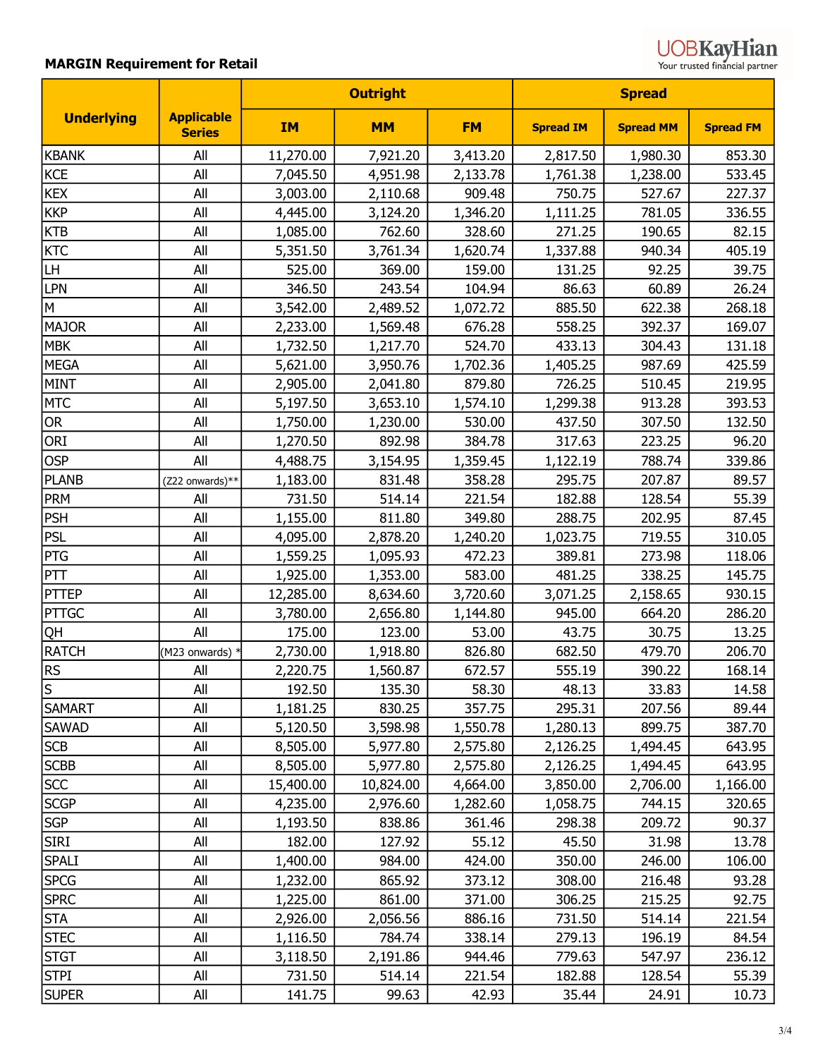**MARGIN Requirement for Retail**

| Underlying | Applicable Series | Outright | | | Spread | | |
|---|---|---|---|---|---|---|---|
| | | IM | MM | FM | Spread IM | Spread MM | Spread FM |
| KBANK | All | 11,270.00 | 7,921.20 | 3,413.20 | 2,817.50 | 1,980.30 | 853.30 |
| KCE | All | 7,045.50 | 4,951.98 | 2,133.78 | 1,761.38 | 1,238.00 | 533.45 |
| KEX | All | 3,003.00 | 2,110.68 | 909.48 | 750.75 | 527.67 | 227.37 |
| KKP | All | 4,445.00 | 3,124.20 | 1,346.20 | 1,111.25 | 781.05 | 336.55 |
| KTB | All | 1,085.00 | 762.60 | 328.60 | 271.25 | 190.65 | 82.15 |
| KTC | All | 5,351.50 | 3,761.34 | 1,620.74 | 1,337.88 | 940.34 | 405.19 |
| LH | All | 525.00 | 369.00 | 159.00 | 131.25 | 92.25 | 39.75 |
| LPN | All | 346.50 | 243.54 | 104.94 | 86.63 | 60.89 | 26.24 |
| M | All | 3,542.00 | 2,489.52 | 1,072.72 | 885.50 | 622.38 | 268.18 |
| MAJOR | All | 2,233.00 | 1,569.48 | 676.28 | 558.25 | 392.37 | 169.07 |
| MBK | All | 1,732.50 | 1,217.70 | 524.70 | 433.13 | 304.43 | 131.18 |
| MEGA | All | 5,621.00 | 3,950.76 | 1,702.36 | 1,405.25 | 987.69 | 425.59 |
| MINT | All | 2,905.00 | 2,041.80 | 879.80 | 726.25 | 510.45 | 219.95 |
| MTC | All | 5,197.50 | 3,653.10 | 1,574.10 | 1,299.38 | 913.28 | 393.53 |
| OR | All | 1,750.00 | 1,230.00 | 530.00 | 437.50 | 307.50 | 132.50 |
| ORI | All | 1,270.50 | 892.98 | 384.78 | 317.63 | 223.25 | 96.20 |
| OSP | All | 4,488.75 | 3,154.95 | 1,359.45 | 1,122.19 | 788.74 | 339.86 |
| PLANB | (Z22 onwards)** | 1,183.00 | 831.48 | 358.28 | 295.75 | 207.87 | 89.57 |
| PRM | All | 731.50 | 514.14 | 221.54 | 182.88 | 128.54 | 55.39 |
| PSH | All | 1,155.00 | 811.80 | 349.80 | 288.75 | 202.95 | 87.45 |
| PSL | All | 4,095.00 | 2,878.20 | 1,240.20 | 1,023.75 | 719.55 | 310.05 |
| PTG | All | 1,559.25 | 1,095.93 | 472.23 | 389.81 | 273.98 | 118.06 |
| PTT | All | 1,925.00 | 1,353.00 | 583.00 | 481.25 | 338.25 | 145.75 |
| PTTEP | All | 12,285.00 | 8,634.60 | 3,720.60 | 3,071.25 | 2,158.65 | 930.15 |
| PTTGC | All | 3,780.00 | 2,656.80 | 1,144.80 | 945.00 | 664.20 | 286.20 |
| QH | All | 175.00 | 123.00 | 53.00 | 43.75 | 30.75 | 13.25 |
| RATCH | (M23 onwards) * | 2,730.00 | 1,918.80 | 826.80 | 682.50 | 479.70 | 206.70 |
| RS | All | 2,220.75 | 1,560.87 | 672.57 | 555.19 | 390.22 | 168.14 |
| S | All | 192.50 | 135.30 | 58.30 | 48.13 | 33.83 | 14.58 |
| SAMART | All | 1,181.25 | 830.25 | 357.75 | 295.31 | 207.56 | 89.44 |
| SAWAD | All | 5,120.50 | 3,598.98 | 1,550.78 | 1,280.13 | 899.75 | 387.70 |
| SCB | All | 8,505.00 | 5,977.80 | 2,575.80 | 2,126.25 | 1,494.45 | 643.95 |
| SCBB | All | 8,505.00 | 5,977.80 | 2,575.80 | 2,126.25 | 1,494.45 | 643.95 |
| SCC | All | 15,400.00 | 10,824.00 | 4,664.00 | 3,850.00 | 2,706.00 | 1,166.00 |
| SCGP | All | 4,235.00 | 2,976.60 | 1,282.60 | 1,058.75 | 744.15 | 320.65 |
| SGP | All | 1,193.50 | 838.86 | 361.46 | 298.38 | 209.72 | 90.37 |
| SIRI | All | 182.00 | 127.92 | 55.12 | 45.50 | 31.98 | 13.78 |
| SPALI | All | 1,400.00 | 984.00 | 424.00 | 350.00 | 246.00 | 106.00 |
| SPCG | All | 1,232.00 | 865.92 | 373.12 | 308.00 | 216.48 | 93.28 |
| SPRC | All | 1,225.00 | 861.00 | 371.00 | 306.25 | 215.25 | 92.75 |
| STA | All | 2,926.00 | 2,056.56 | 886.16 | 731.50 | 514.14 | 221.54 |
| STEC | All | 1,116.50 | 784.74 | 338.14 | 279.13 | 196.19 | 84.54 |
| STGT | All | 3,118.50 | 2,191.86 | 944.46 | 779.63 | 547.97 | 236.12 |
| STPI | All | 731.50 | 514.14 | 221.54 | 182.88 | 128.54 | 55.39 |
| SUPER | All | 141.75 | 99.63 | 42.93 | 35.44 | 24.91 | 10.73 |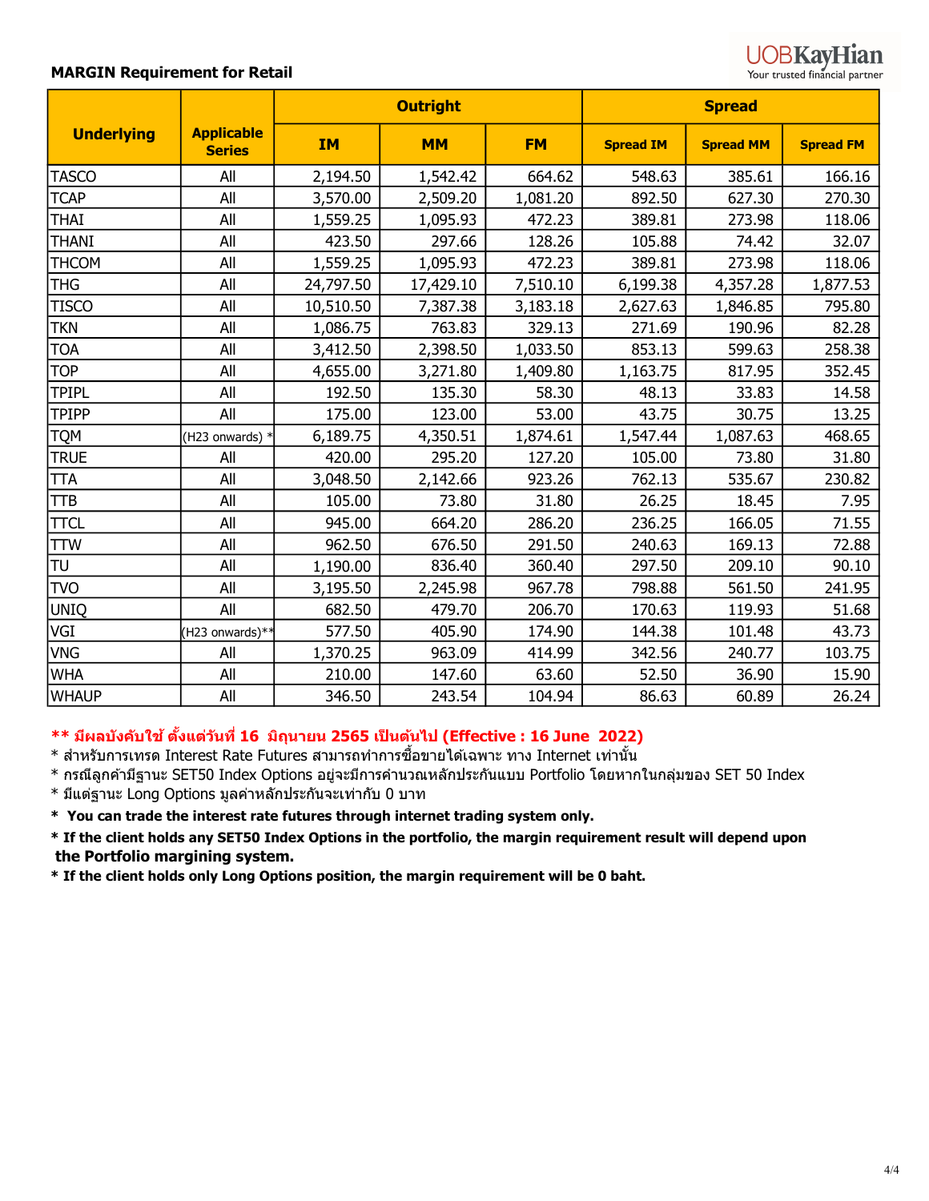**MARGIN Requirement for Retail**

UOBKayHian
Your trusted financial partner

| Underlying | Applicable Series | Outright | | | Spread | | |
|---|---|---|---|---|---|---|---|
| | | IM | MM | FM | Spread IM | Spread MM | Spread FM |
| TASCO | All | 2,194.50 | 1,542.42 | 664.62 | 548.63 | 385.61 | 166.16 |
| TCAP | All | 3,570.00 | 2,509.20 | 1,081.20 | 892.50 | 627.30 | 270.30 |
| THAI | All | 1,559.25 | 1,095.93 | 472.23 | 389.81 | 273.98 | 118.06 |
| THANI | All | 423.50 | 297.66 | 128.26 | 105.88 | 74.42 | 32.07 |
| THCOM | All | 1,559.25 | 1,095.93 | 472.23 | 389.81 | 273.98 | 118.06 |
| THG | All | 24,797.50 | 17,429.10 | 7,510.10 | 6,199.38 | 4,357.28 | 1,877.53 |
| TISCO | All | 10,510.50 | 7,387.38 | 3,183.18 | 2,627.63 | 1,846.85 | 795.80 |
| TKN | All | 1,086.75 | 763.83 | 329.13 | 271.69 | 190.96 | 82.28 |
| TOA | All | 3,412.50 | 2,398.50 | 1,033.50 | 853.13 | 599.63 | 258.38 |
| TOP | All | 4,655.00 | 3,271.80 | 1,409.80 | 1,163.75 | 817.95 | 352.45 |
| TPIPL | All | 192.50 | 135.30 | 58.30 | 48.13 | 33.83 | 14.58 |
| TPIPP | All | 175.00 | 123.00 | 53.00 | 43.75 | 30.75 | 13.25 |
| TQM | (H23 onwards) * | 6,189.75 | 4,350.51 | 1,874.61 | 1,547.44 | 1,087.63 | 468.65 |
| TRUE | All | 420.00 | 295.20 | 127.20 | 105.00 | 73.80 | 31.80 |
| TTA | All | 3,048.50 | 2,142.66 | 923.26 | 762.13 | 535.67 | 230.82 |
| TTB | All | 105.00 | 73.80 | 31.80 | 26.25 | 18.45 | 7.95 |
| TTCL | All | 945.00 | 664.20 | 286.20 | 236.25 | 166.05 | 71.55 |
| TTW | All | 962.50 | 676.50 | 291.50 | 240.63 | 169.13 | 72.88 |
| TU | All | 1,190.00 | 836.40 | 360.40 | 297.50 | 209.10 | 90.10 |
| TVO | All | 3,195.50 | 2,245.98 | 967.78 | 798.88 | 561.50 | 241.95 |
| UNIQ | All | 682.50 | 479.70 | 206.70 | 170.63 | 119.93 | 51.68 |
| VGI | (H23 onwards)** | 577.50 | 405.90 | 174.90 | 144.38 | 101.48 | 43.73 |
| VNG | All | 1,370.25 | 963.09 | 414.99 | 342.56 | 240.77 | 103.75 |
| WHA | All | 210.00 | 147.60 | 63.60 | 52.50 | 36.90 | 15.90 |
| WHAUP | All | 346.50 | 243.54 | 104.94 | 86.63 | 60.89 | 26.24 |

**** มีผลบังคับใช้ ตั้งแต่วันที่ 16 มิถุนายน 2565 เป็นต้นไป (Effective : 16 June 2022)**

* สำหรับการเทรด Interest Rate Futures สามารถทำการซื้อขายได้เฉพาะ ทาง Internet เท่านั้น

* กรณีลูกค้ามีฐานะ SET50 Index Options อยู่จะมีการคำนวณหลักประกันแบบ Portfolio โดยหากในกลุ่มของ SET 50 Index

* มีแต่ฐานะ Long Options มูลค่าหลักประกันจะเท่ากับ 0 บาท

**\* You can trade the interest rate futures through internet trading system only.**

**\* If the client holds any SET50 Index Options in the portfolio, the margin requirement result will depend upon the Portfolio margining system.**

**\* If the client holds only Long Options position, the margin requirement will be 0 baht.**